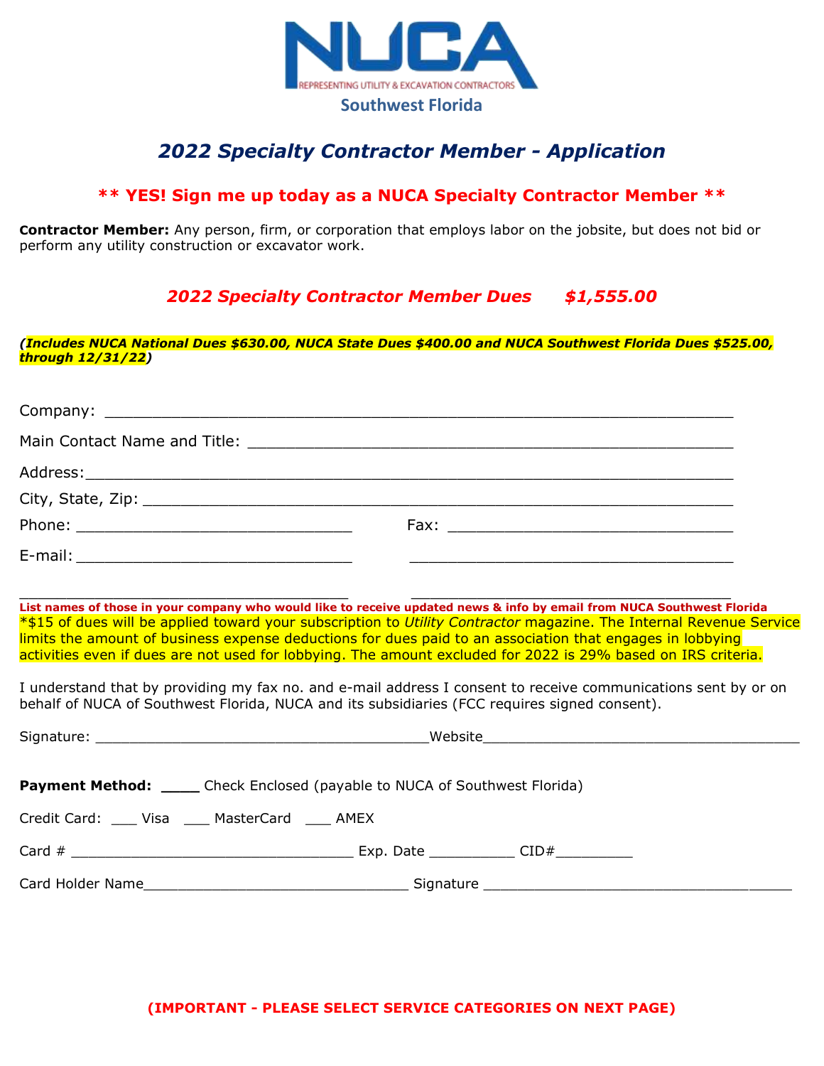NUCA

REPRESENTING UTILITY & EXCAVATION CONTRACTORS

Southwest Florida

# *2022 Specialty Contractor Member - Application*

## ** YES! Sign me up today as a NUCA Specialty Contractor Member **

**Contractor Member:** Any person, firm, or corporation that employs labor on the jobsite, but does not bid or perform any utility construction or excavator work.

### *2022 Specialty Contractor Member Dues $1,555.00*

***(Includes NUCA National Dues $630.00, NUCA State Dues $400.00 and NUCA Southwest Florida Dues $525.00, through 12/31/22)***

Company: ___________________________________________________________________

Main Contact Name and Title: _____________________________________________________

Address:___________________________________________________________________

City, State, Zip: ______________________________________________________________

Phone: ______________________________ Fax: ______________________________

E-mail: ______________________________ ___________________________________

___________________________________ ___________________________________

**List names of those in your company who would like to receive updated news & info by email from NUCA Southwest Florida**

*$15 of dues will be applied toward your subscription to *Utility Contractor* magazine. The Internal Revenue Service limits the amount of business expense deductions for dues paid to an association that engages in lobbying activities even if dues are not used for lobbying. The amount excluded for 2022 is 29% based on IRS criteria.

I understand that by providing my fax no. and e-mail address I consent to receive communications sent by or on behalf of NUCA of Southwest Florida, NUCA and its subsidiaries (FCC requires signed consent).

Signature: ____________________________________Website___________________________________

**Payment Method:** ____ Check Enclosed (payable to NUCA of Southwest Florida)

Credit Card: ___ Visa ___ MasterCard ___ AMEX

Card # _________________________________ Exp. Date __________ CID#_________

Card Holder Name______________________________ Signature ________________________________

**(IMPORTANT - PLEASE SELECT SERVICE CATEGORIES ON NEXT PAGE)**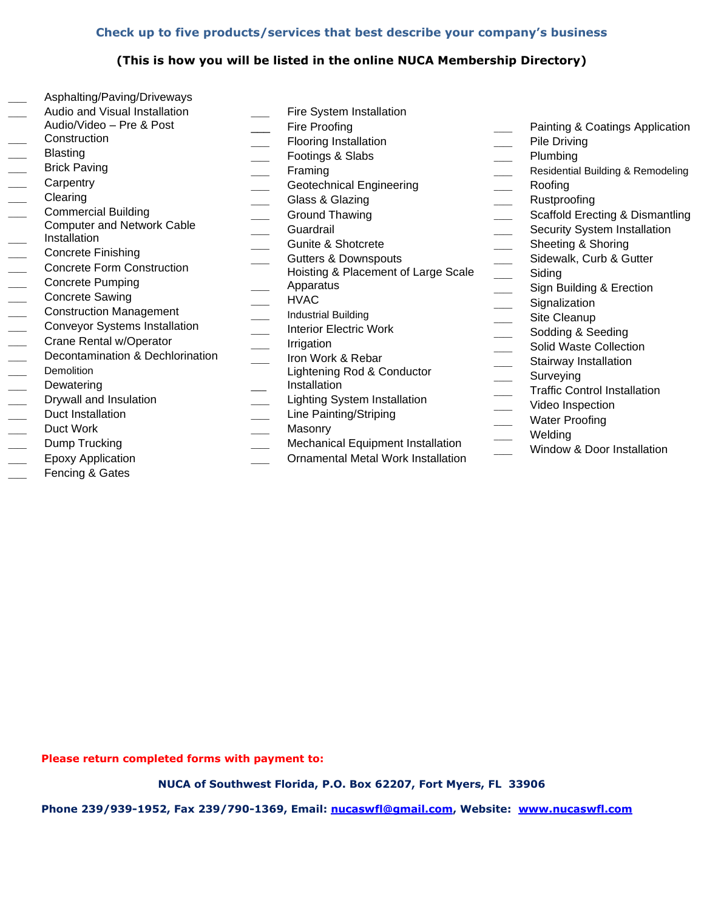**Check up to five products/services that best describe your company's business**

**(This is how you will be listed in the online NUCA Membership Directory)**

- ___ Asphalting/Paving/Driveways
- ___ Audio and Visual Installation
- ___ Audio/Video – Pre & Post Construction
- ___ Blasting
- ___ Brick Paving
- ___ Carpentry
- ___ Clearing
- ___ Commercial Building
- ___ Computer and Network Cable Installation
- ___ Concrete Finishing
- ___ Concrete Form Construction
- ___ Concrete Pumping
- ___ Concrete Sawing
- ___ Construction Management
- ___ Conveyor Systems Installation
- ___ Crane Rental w/Operator
- ___ Decontamination & Dechlorination
- ___ Demolition
- ___ Dewatering
- ___ Drywall and Insulation
- ___ Duct Installation
- ___ Duct Work
- ___ Dump Trucking
- ___ Epoxy Application
- ___ Fencing & Gates
- ___ Fire System Installation
- ___ Fire Proofing
- ___ Flooring Installation
- ___ Footings & Slabs
- ___ Framing
- ___ Geotechnical Engineering
- ___ Glass & Glazing
- ___ Ground Thawing
- ___ Guardrail
- ___ Gunite & Shotcrete
- ___ Gutters & Downspouts
- ___ Hoisting & Placement of Large Scale Apparatus
- ___ HVAC
- ___ Industrial Building
- ___ Interior Electric Work
- ___ Irrigation
- ___ Iron Work & Rebar
- ___ Lightening Rod & Conductor Installation
- ___ Lighting System Installation
- ___ Line Painting/Striping
- ___ Masonry
- ___ Mechanical Equipment Installation
- ___ Ornamental Metal Work Installation
- ___ Painting & Coatings Application
- ___ Pile Driving
- ___ Plumbing
- ___ Residential Building & Remodeling
- ___ Roofing
- ___ Rustproofing
- ___ Scaffold Erecting & Dismantling
- ___ Security System Installation
- ___ Sheeting & Shoring
- ___ Sidewalk, Curb & Gutter
- ___ Siding
- ___ Sign Building & Erection
- ___ Signalization
- ___ Site Cleanup
- ___ Sodding & Seeding
- ___ Solid Waste Collection
- ___ Stairway Installation
- ___ Surveying
- ___ Traffic Control Installation
- ___ Video Inspection
- ___ Water Proofing
- ___ Welding
- ___ Window & Door Installation

**Please return completed forms with payment to:**

**NUCA of Southwest Florida, P.O. Box 62207, Fort Myers, FL 33906**

**Phone 239/939-1952, Fax 239/790-1369, Email: nucaswfl@gmail.com, Website: www.nucaswfl.com**